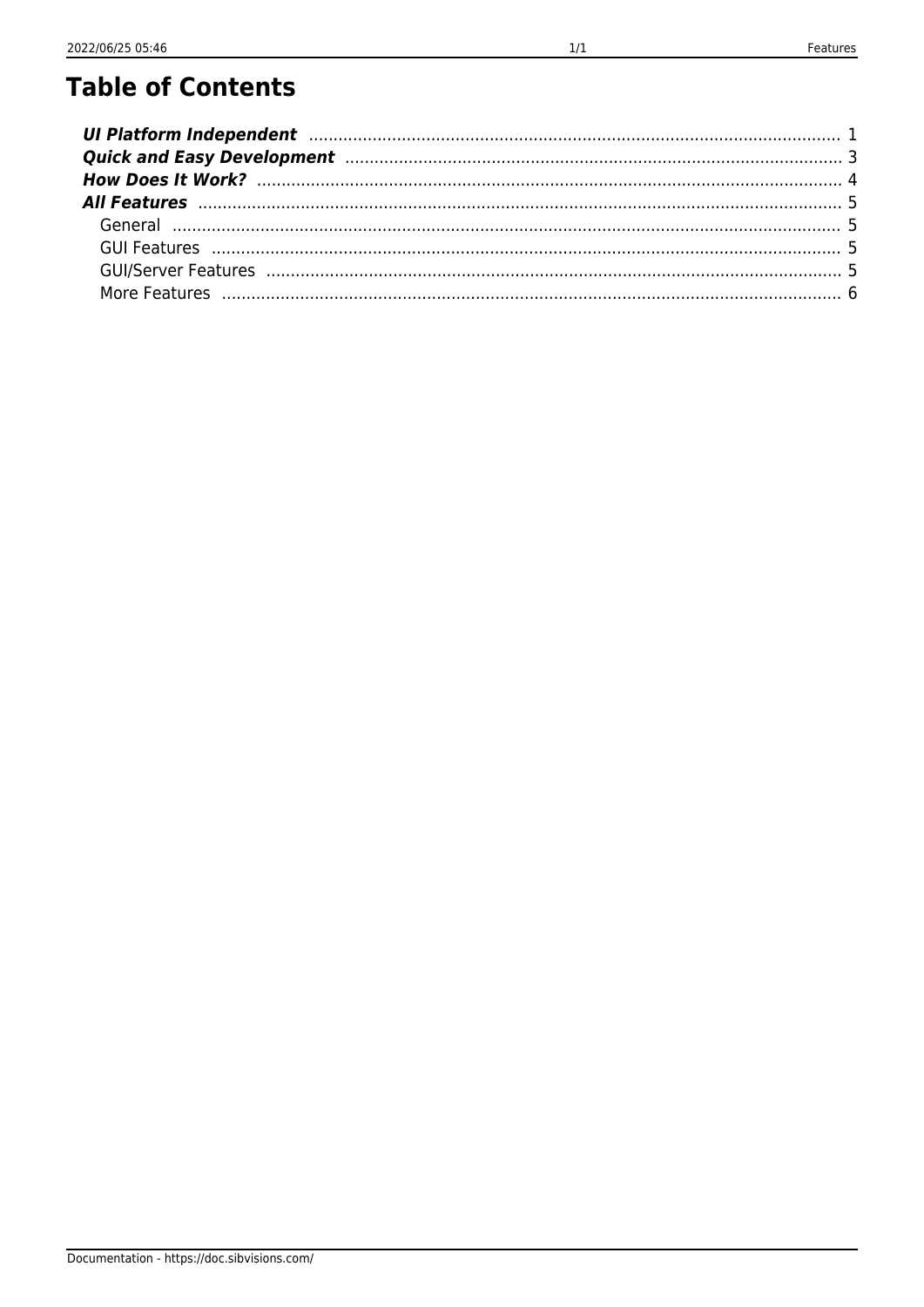# Table of Contents

***UI Platform Independent*** ........ 1
***Quick and Easy Development*** ........ 3
***How Does It Work?*** ........ 4
***All Features*** ........ 5
  General ........ 5
  GUI Features ........ 5
  GUI/Server Features ........ 5
  More Features ........ 6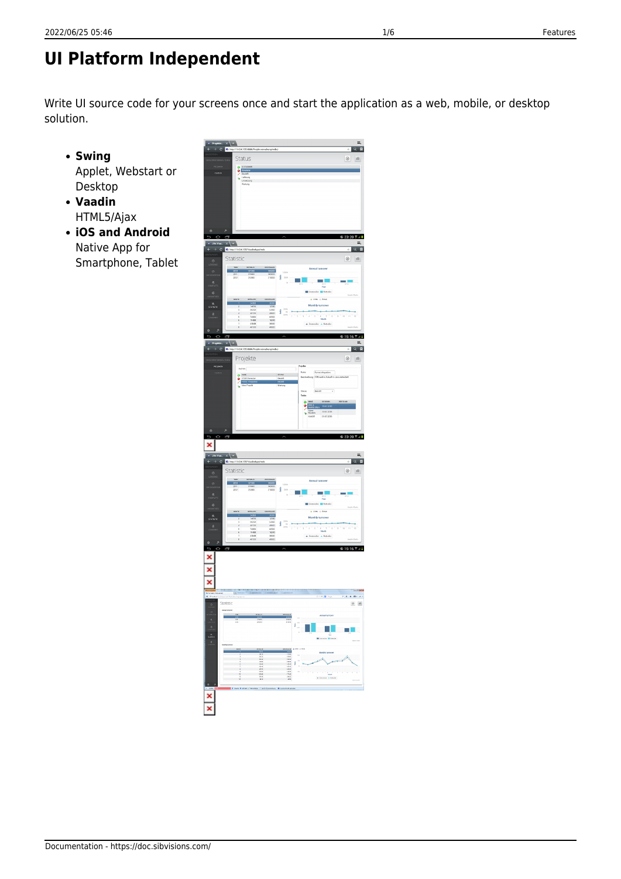# UI Platform Independent

Write UI source code for your screens once and start the application as a web, mobile, or desktop solution.

- **Swing**
  Applet, Webstart or Desktop
- **Vaadin**
  HTML5/Ajax
- **iOS and Android**
  Native App for Smartphone, Tablet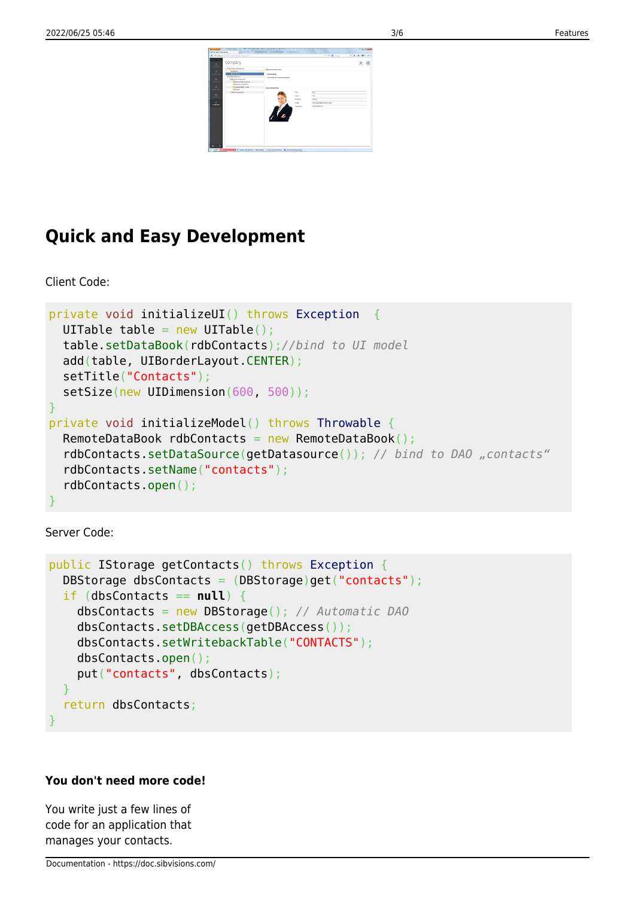## Quick and Easy Development

Client Code:

```
private void initializeUI() throws Exception  {
  UITable table = new UITable();
  table.setDataBook(rdbContacts);//bind to UI model
  add(table, UIBorderLayout.CENTER);
  setTitle("Contacts");
  setSize(new UIDimension(600, 500));
}
private void initializeModel() throws Throwable {
  RemoteDataBook rdbContacts = new RemoteDataBook();
  rdbContacts.setDataSource(getDatasource()); // bind to DAO „contacts“
  rdbContacts.setName("contacts");
  rdbContacts.open();
}
```

Server Code:

```
public IStorage getContacts() throws Exception {
  DBStorage dbsContacts = (DBStorage)get("contacts");
  if (dbsContacts == null) {
    dbsContacts = new DBStorage(); // Automatic DAO
    dbsContacts.setDBAccess(getDBAccess());
    dbsContacts.setWritebackTable("CONTACTS");
    dbsContacts.open();
    put("contacts", dbsContacts);
  }
  return dbsContacts;
}
```

**You don't need more code!**

You write just a few lines of code for an application that manages your contacts.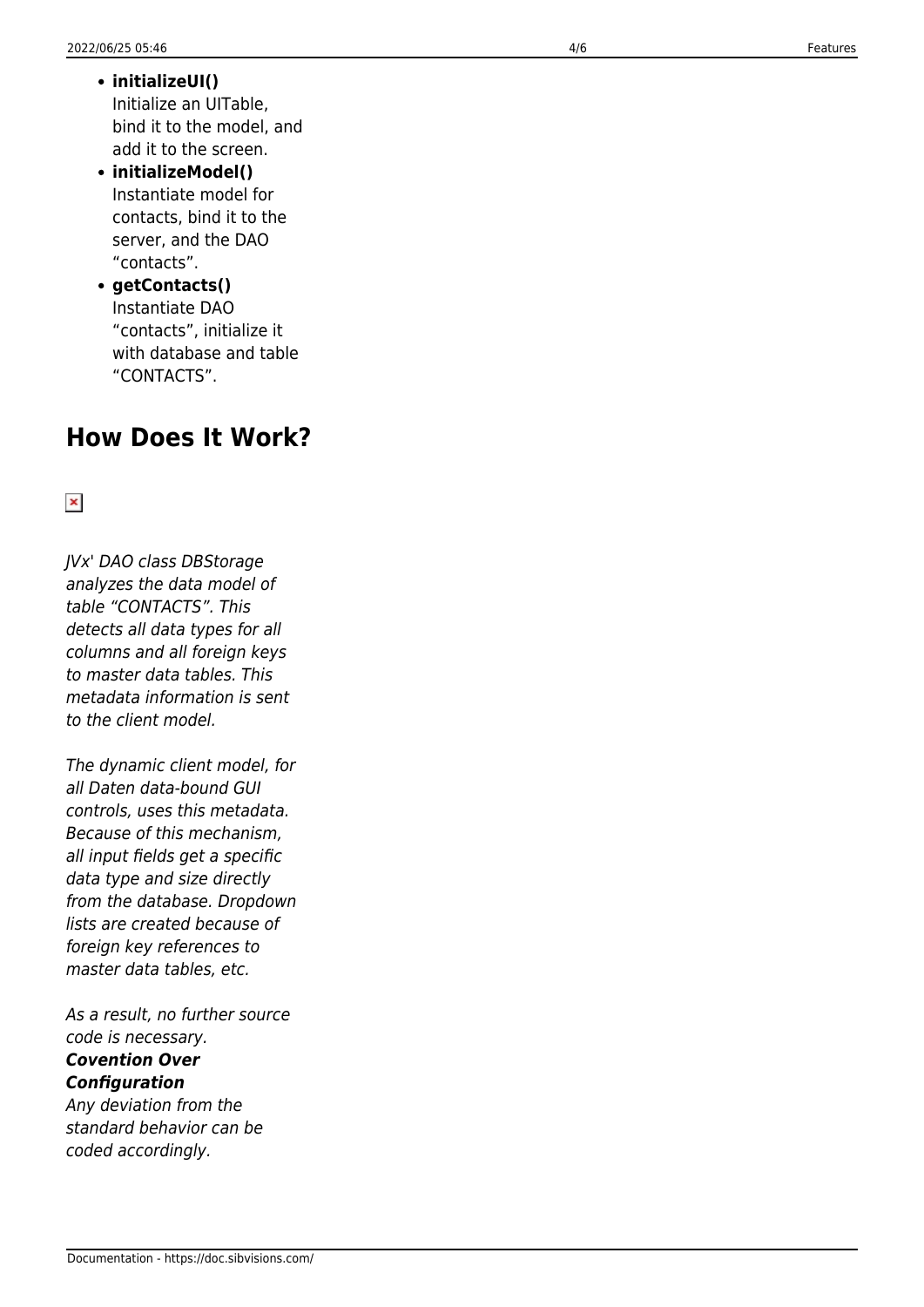- **initializeUI()**
  Initialize an UITable, bind it to the model, and add it to the screen.
- **initializeModel()**
  Instantiate model for contacts, bind it to the server, and the DAO "contacts".
- **getContacts()**
  Instantiate DAO "contacts", initialize it with database and table "CONTACTS".

## How Does It Work?

*JVx' DAO class DBStorage analyzes the data model of table "CONTACTS". This detects all data types for all columns and all foreign keys to master data tables. This metadata information is sent to the client model.*

*The dynamic client model, for all Daten data-bound GUI controls, uses this metadata. Because of this mechanism, all input fields get a specific data type and size directly from the database. Dropdown lists are created because of foreign key references to master data tables, etc.*

*As a result, no further source code is necessary.*
***Covention Over Configuration***
*Any deviation from the standard behavior can be coded accordingly.*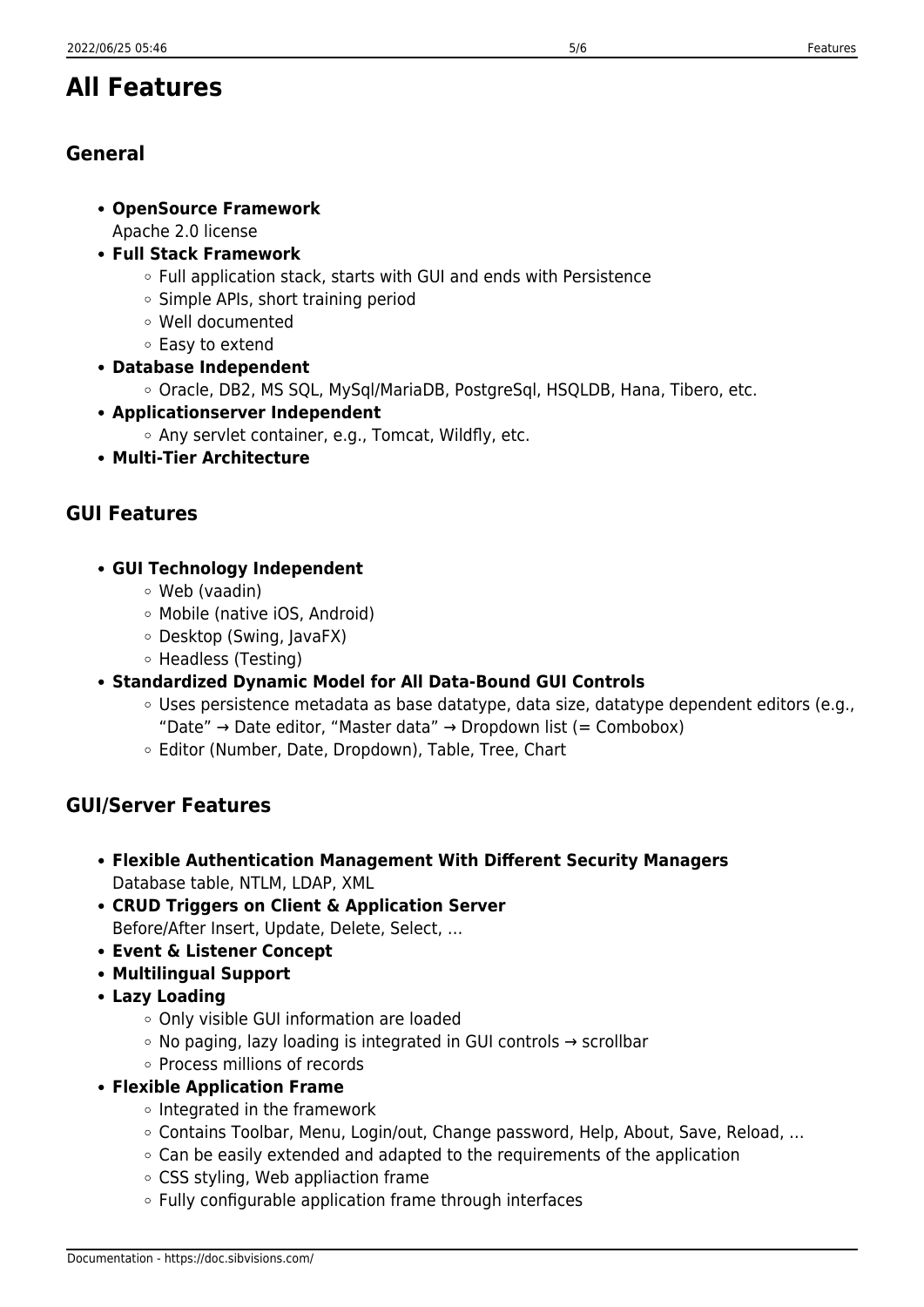# All Features

## General

- **OpenSource Framework**
  Apache 2.0 license
- **Full Stack Framework**
  - Full application stack, starts with GUI and ends with Persistence
  - Simple APIs, short training period
  - Well documented
  - Easy to extend
- **Database Independent**
  - Oracle, DB2, MS SQL, MySql/MariaDB, PostgreSql, HSQLDB, Hana, Tibero, etc.
- **Applicationserver Independent**
  - Any servlet container, e.g., Tomcat, Wildfly, etc.
- **Multi-Tier Architecture**

## GUI Features

- **GUI Technology Independent**
  - Web (vaadin)
  - Mobile (native iOS, Android)
  - Desktop (Swing, JavaFX)
  - Headless (Testing)
- **Standardized Dynamic Model for All Data-Bound GUI Controls**
  - Uses persistence metadata as base datatype, data size, datatype dependent editors (e.g., "Date" → Date editor, "Master data" → Dropdown list (= Combobox)
  - Editor (Number, Date, Dropdown), Table, Tree, Chart

## GUI/Server Features

- **Flexible Authentication Management With Different Security Managers**
  Database table, NTLM, LDAP, XML
- **CRUD Triggers on Client & Application Server**
  Before/After Insert, Update, Delete, Select, …
- **Event & Listener Concept**
- **Multilingual Support**
- **Lazy Loading**
  - Only visible GUI information are loaded
  - No paging, lazy loading is integrated in GUI controls → scrollbar
  - Process millions of records
- **Flexible Application Frame**
  - Integrated in the framework
  - Contains Toolbar, Menu, Login/out, Change password, Help, About, Save, Reload, …
  - Can be easily extended and adapted to the requirements of the application
  - CSS styling, Web appliaction frame
  - Fully configurable application frame through interfaces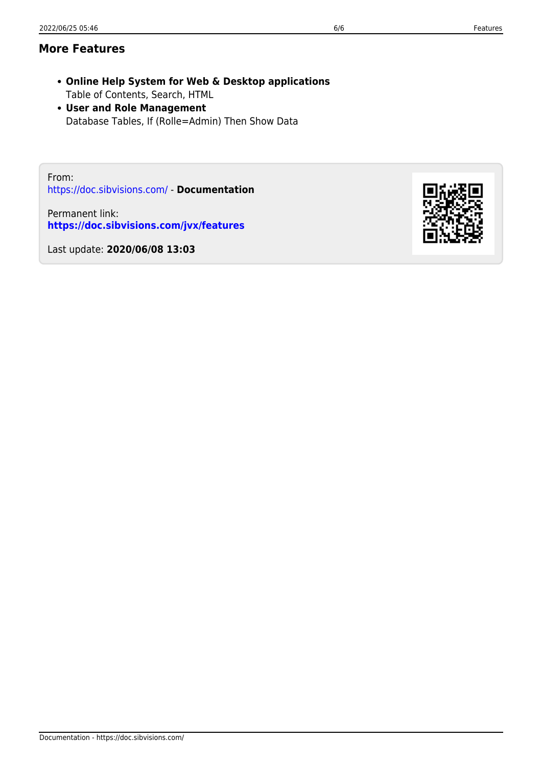## More Features

- **Online Help System for Web & Desktop applications**
  Table of Contents, Search, HTML
- **User and Role Management**
  Database Tables, If (Rolle=Admin) Then Show Data

From:
https://doc.sibvisions.com/ - **Documentation**

Permanent link:
**https://doc.sibvisions.com/jvx/features**

Last update: **2020/06/08 13:03**